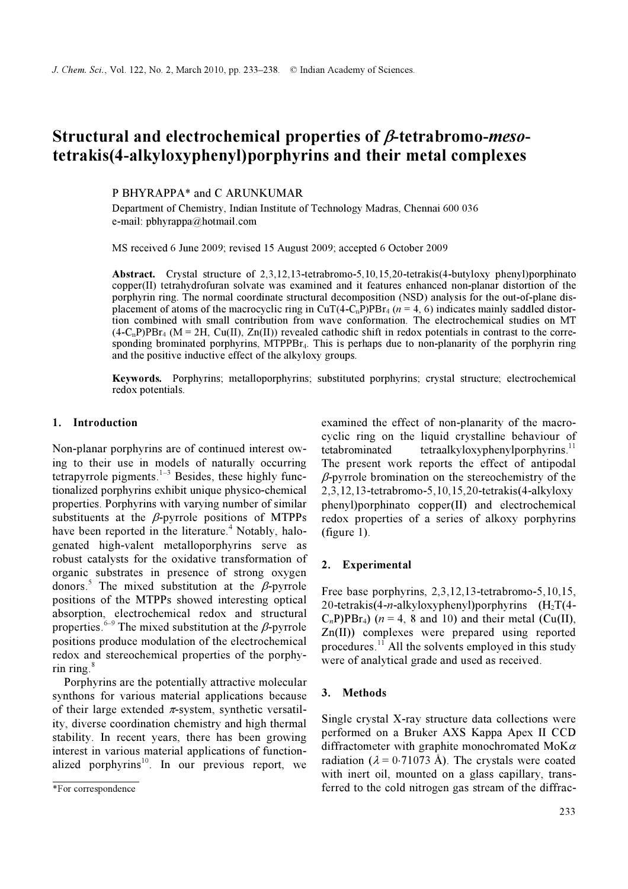# Structural and electrochemical properties of β-tetrabromo-*meso*-tetrakis(4-alkyloxyphenyl)porphyrins and their metal complexes

P BHYRAPPA* and C ARUNKUMAR

Department of Chemistry, Indian Institute of Technology Madras, Chennai 600 036
e-mail: pbhyrappa@hotmail.com

MS received 6 June 2009; revised 15 August 2009; accepted 6 October 2009

**Abstract.** Crystal structure of 2,3,12,13-tetrabromo-5,10,15,20-tetrakis(4-butyloxy phenyl)porphinato copper(II) tetrahydrofuran solvate was examined and it features enhanced non-planar distortion of the porphyrin ring. The normal coordinate structural decomposition (NSD) analysis for the out-of-plane displacement of atoms of the macrocyclic ring in CuT(4-$C_nP$)$PBr_4$ ($n$ = 4, 6) indicates mainly saddled distortion combined with small contribution from wave conformation. The electrochemical studies on MT (4-$C_nP$)$PBr_4$ (M = 2H, Cu(II), Zn(II)) revealed cathodic shift in redox potentials in contrast to the corresponding brominated porphyrins, $MTPPBr_4$. This is perhaps due to non-planarity of the porphyrin ring and the positive inductive effect of the alkyloxy groups.

**Keywords.** Porphyrins; metalloporphyrins; substituted porphyrins; crystal structure; electrochemical redox potentials.

## 1. Introduction

Non-planar porphyrins are of continued interest owing to their use in models of naturally occurring tetrapyrrole pigments.[1–3] Besides, these highly functionalized porphyrins exhibit unique physico-chemical properties. Porphyrins with varying number of similar substituents at the β-pyrrole positions of MTPPs have been reported in the literature.[4] Notably, halogenated high-valent metalloporphyrins serve as robust catalysts for the oxidative transformation of organic substrates in presence of strong oxygen donors.[5] The mixed substitution at the β-pyrrole positions of the MTPPs showed interesting optical absorption, electrochemical redox and structural properties.[6–9] The mixed substitution at the β-pyrrole positions produce modulation of the electrochemical redox and stereochemical properties of the porphyrin ring.[8]

Porphyrins are the potentially attractive molecular synthons for various material applications because of their large extended π-system, synthetic versatility, diverse coordination chemistry and high thermal stability. In recent years, there has been growing interest in various material applications of functionalized porphyrins[10]. In our previous report, we examined the effect of non-planarity of the macrocyclic ring on the liquid crystalline behaviour of tetabrominated tetraalkyloxyphenylporphyrins.[11] The present work reports the effect of antipodal β-pyrrole bromination on the stereochemistry of the 2,3,12,13-tetrabromo-5,10,15,20-tetrakis(4-alkyloxy phenyl)porphinato copper(II) and electrochemical redox properties of a series of alkoxy porphyrins (figure 1).

*For correspondence

## 2. Experimental

Free base porphyrins, 2,3,12,13-tetrabromo-5,10,15,20-tetrakis(4-*n*-alkyloxyphenyl)porphyrins ($H_2T$(4-$C_nP$)$PBr_4$) ($n$ = 4, 8 and 10) and their metal (Cu(II), Zn(II)) complexes were prepared using reported procedures.[11] All the solvents employed in this study were of analytical grade and used as received.

## 3. Methods

Single crystal X-ray structure data collections were performed on a Bruker AXS Kappa Apex II CCD diffractometer with graphite monochromated MoKα radiation (λ = 0·71073 Å). The crystals were coated with inert oil, mounted on a glass capillary, transferred to the cold nitrogen gas stream of the diffrac-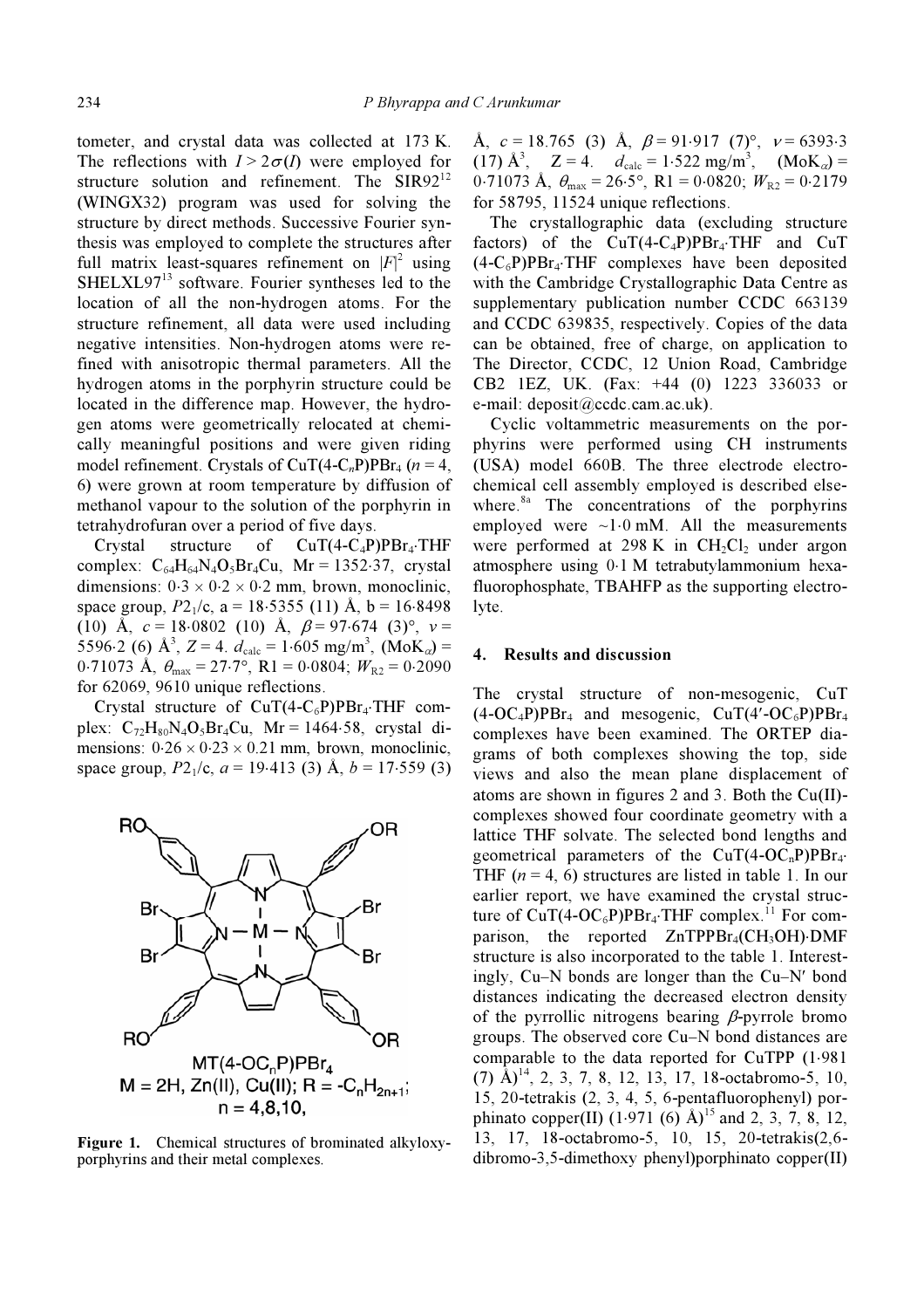tometer, and crystal data was collected at 173 K. The reflections with $I > 2\sigma(I)$ were employed for structure solution and refinement. The SIR92[12] (WINGX32) program was used for solving the structure by direct methods. Successive Fourier synthesis was employed to complete the structures after full matrix least-squares refinement on $|F|^2$ using SHELXL97[13] software. Fourier syntheses led to the location of all the non-hydrogen atoms. For the structure refinement, all data were used including negative intensities. Non-hydrogen atoms were refined with anisotropic thermal parameters. All the hydrogen atoms in the porphyrin structure could be located in the difference map. However, the hydrogen atoms were geometrically relocated at chemically meaningful positions and were given riding model refinement. Crystals of $CuT(4\text{-}C_nP)PBr_4$ ($n$ = 4, 6) were grown at room temperature by diffusion of methanol vapour to the solution of the porphyrin in tetrahydrofuran over a period of five days.

Crystal structure of $CuT(4\text{-}C_4P)PBr_4{\cdot}THF$ complex: $C_{64}H_{64}N_4O_5Br_4Cu$, Mr = 1352·37, crystal dimensions: 0·3 × 0·2 × 0·2 mm, brown, monoclinic, space group, $P2_1/c$, a = 18·5355 (11) Å, b = 16·8498 (10) Å, $c$ = 18·0802 (10) Å, $\beta$ = 97·674 (3)°, $v$ = 5596·2 (6) Å$^3$, $Z$ = 4. $d_{calc}$ = 1·605 mg/m$^3$, (MoK$_\alpha$) = 0·71073 Å, $\theta_{max}$ = 27·7°, R1 = 0·0804; $W_{R2}$ = 0·2090 for 62069, 9610 unique reflections.

Crystal structure of $CuT(4\text{-}C_6P)PBr_4{\cdot}THF$ complex: $C_{72}H_{80}N_4O_5Br_4Cu$, Mr = 1464·58, crystal dimensions: 0·26 × 0·23 × 0.21 mm, brown, monoclinic, space group, $P2_1/c$, $a$ = 19·413 (3) Å, $b$ = 17·559 (3) Å, $c$ = 18·765 (3) Å, $\beta$ = 91·917 (7)°, $v$ = 6393·3 (17) Å$^3$, Z = 4. $d_{calc}$ = 1·522 mg/m$^3$, (MoK$_\alpha$) = 0·71073 Å, $\theta_{max}$ = 26·5°, R1 = 0·0820; $W_{R2}$ = 0·2179 for 58795, 11524 unique reflections.

The crystallographic data (excluding structure factors) of the $CuT(4\text{-}C_4P)PBr_4{\cdot}THF$ and $CuT(4\text{-}C_6P)PBr_4{\cdot}THF$ complexes have been deposited with the Cambridge Crystallographic Data Centre as supplementary publication number CCDC 663139 and CCDC 639835, respectively. Copies of the data can be obtained, free of charge, on application to The Director, CCDC, 12 Union Road, Cambridge CB2 1EZ, UK. (Fax: +44 (0) 1223 336033 or e-mail: deposit@ccdc.cam.ac.uk).

Cyclic voltammetric measurements on the porphyrins were performed using CH instruments (USA) model 660B. The three electrode electrochemical cell assembly employed is described elsewhere.[8a] The concentrations of the porphyrins employed were ~1·0 mM. All the measurements were performed at 298 K in $CH_2Cl_2$ under argon atmosphere using 0·1 M tetrabutylammonium hexafluorophosphate, TBAHFP as the supporting electrolyte.

MT(4-OC$_n$P)PBr$_4$
M = 2H, Zn(II), Cu(II); R = $-C_nH_{2n+1}$;
n = 4,8,10,

**Figure 1.** Chemical structures of brominated alkyloxyporphyrins and their metal complexes.

## 4. Results and discussion

The crystal structure of non-mesogenic, $CuT(4\text{-}OC_4P)PBr_4$ and mesogenic, $CuT(4'\text{-}OC_6P)PBr_4$ complexes have been examined. The ORTEP diagrams of both complexes showing the top, side views and also the mean plane displacement of atoms are shown in figures 2 and 3. Both the Cu(II)-complexes showed four coordinate geometry with a lattice THF solvate. The selected bond lengths and geometrical parameters of the $CuT(4\text{-}OC_nP)PBr_4{\cdot}THF$ ($n$ = 4, 6) structures are listed in table 1. In our earlier report, we have examined the crystal structure of $CuT(4\text{-}OC_6P)PBr_4{\cdot}THF$ complex.[11] For comparison, the reported $ZnTPPBr_4(CH_3OH){\cdot}DMF$ structure is also incorporated to the table 1. Interestingly, Cu–N bonds are longer than the Cu–N′ bond distances indicating the decreased electron density of the pyrrolic nitrogens bearing $\beta$-pyrrole bromo groups. The observed core Cu–N bond distances are comparable to the data reported for CuTPP (1·981 (7) Å)[14], 2, 3, 7, 8, 12, 13, 17, 18-octabromo-5, 10, 15, 20-tetrakis (2, 3, 4, 5, 6-pentafluorophenyl) porphinato copper(II) (1·971 (6) Å)[15] and 2, 3, 7, 8, 12, 13, 17, 18-octabromo-5, 10, 15, 20-tetrakis(2,6-dibromo-3,5-dimethoxy phenyl)porphinato copper(II)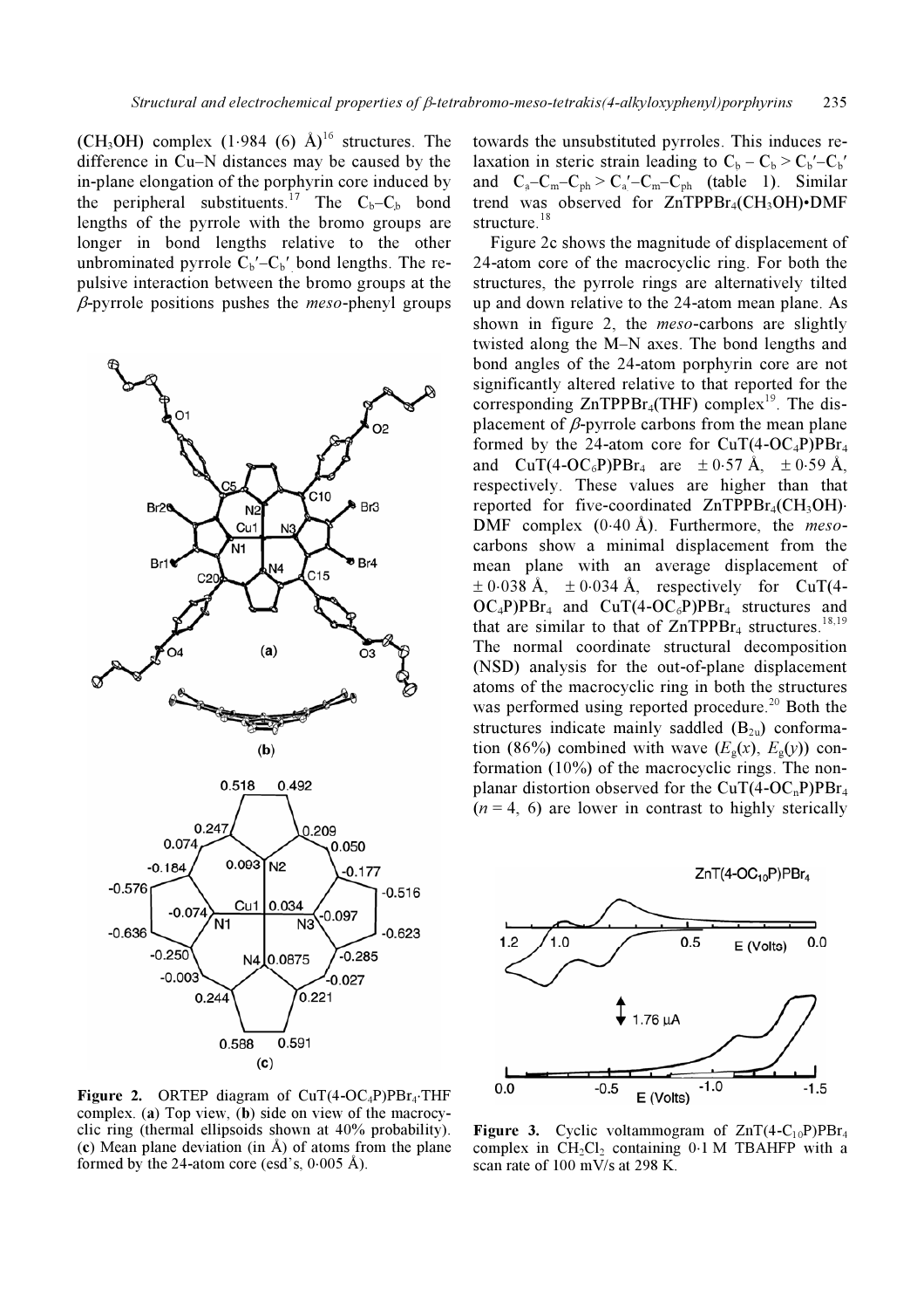$(CH_3OH)$ complex (1·984 (6) Å)[16] structures. The difference in Cu–N distances may be caused by the in-plane elongation of the porphyrin core induced by the peripheral substituents.[17] The $C_b$–$C_b$ bond lengths of the pyrrole with the bromo groups are longer in bond lengths relative to the other unbrominated pyrrole $C_b'$–$C_b'$ bond lengths. The repulsive interaction between the bromo groups at the $\beta$-pyrrole positions pushes the *meso*-phenyl groups towards the unsubstituted pyrroles. This induces relaxation in steric strain leading to $C_b - C_b > C_b'–C_b'$ and $C_a–C_m–C_{ph} > C_a'–C_m–C_{ph}$ (table 1). Similar trend was observed for $ZnTPPBr_4(CH_3OH)$•DMF structure.[18]

Figure 2c shows the magnitude of displacement of 24-atom core of the macrocyclic ring. For both the structures, the pyrrole rings are alternatively tilted up and down relative to the 24-atom mean plane. As shown in figure 2, the *meso*-carbons are slightly twisted along the M–N axes. The bond lengths and bond angles of the 24-atom porphyrin core are not significantly altered relative to that reported for the corresponding $ZnTPPBr_4$(THF) complex[19]. The displacement of $\beta$-pyrrole carbons from the mean plane formed by the 24-atom core for $CuT(4\text{-}OC_4P)PBr_4$ and $CuT(4\text{-}OC_6P)PBr_4$ are ± 0·57 Å, ± 0·59 Å, respectively. These values are higher than that reported for five-coordinated $ZnTPPBr_4(CH_3OH)$·DMF complex (0·40 Å). Furthermore, the *meso*-carbons show a minimal displacement from the mean plane with an average displacement of ± 0·038 Å, ± 0·034 Å, respectively for $CuT(4\text{-}OC_4P)PBr_4$ and $CuT(4\text{-}OC_6P)PBr_4$ structures and that are similar to that of $ZnTPPBr_4$ structures.[18,19] The normal coordinate structural decomposition (NSD) analysis for the out-of-plane displacement atoms of the macrocyclic ring in both the structures was performed using reported procedure.[20] Both the structures indicate mainly saddled ($B_{2u}$) conformation (86%) combined with wave ($E_g(x)$, $E_g(y)$) conformation (10%) of the macrocyclic rings. The nonplanar distortion observed for the $CuT(4\text{-}OC_nP)PBr_4$ ($n$ = 4, 6) are lower in contrast to highly sterically

**Figure 2.** ORTEP diagram of $CuT(4\text{-}OC_4P)PBr_4$·THF complex. (**a**) Top view, (**b**) side on view of the macrocyclic ring (thermal ellipsoids shown at 40% probability). (**c**) Mean plane deviation (in Å) of atoms from the plane formed by the 24-atom core (esd's, 0·005 Å).

**Figure 3.** Cyclic voltammogram of $ZnT(4\text{-}C_{10}P)PBr_4$ complex in $CH_2Cl_2$ containing 0·1 M TBAHFP with a scan rate of 100 mV/s at 298 K.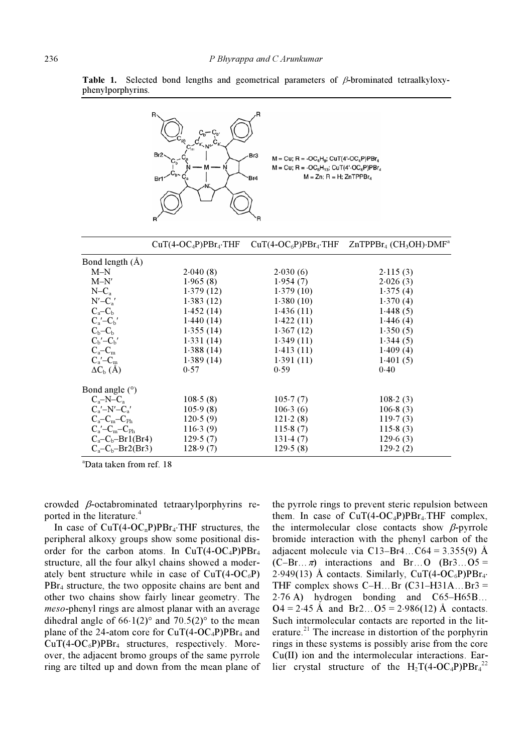**Table 1.** Selected bond lengths and geometrical parameters of *β*-brominated tetraalkyloxyphenylporphyrins.

M = Cu; R = $-OC_4H_9$; CuT(4'-$OC_4$P)$PBr_4$
M = Cu; R = $-OC_6H_{13}$; CuT(4'-$OC_6$P)$PBr_4$
M = Zn; R = H; $ZnTPPBr_4$

| | CuT(4-$OC_4$P)$PBr_4$·THF | CuT(4-$OC_6$P)$PBr_4$·THF | $ZnTPPBr_4$ ($CH_3OH$)·DMF[a] |
|---|---|---|---|
| Bond length (Å) | | | |
| M–N | 2·040 (8) | 2·030 (6) | 2·115 (3) |
| M–N′ | 1·965 (8) | 1·954 (7) | 2·026 (3) |
| N–$C_a$ | 1·379 (12) | 1·379 (10) | 1·375 (4) |
| N′–$C_a$′ | 1·383 (12) | 1·380 (10) | 1·370 (4) |
| $C_a$–$C_b$ | 1·452 (14) | 1·436 (11) | 1·448 (5) |
| $C_a$′–$C_b$′ | 1·440 (14) | 1·422 (11) | 1·446 (4) |
| $C_b$–$C_b$ | 1·355 (14) | 1·367 (12) | 1·350 (5) |
| $C_b$′–$C_b$′ | 1·331 (14) | 1·349 (11) | 1·344 (5) |
| $C_a$–$C_m$ | 1·388 (14) | 1·413 (11) | 1·409 (4) |
| $C_a$′–$C_m$ | 1·389 (14) | 1·391 (11) | 1·401 (5) |
| $\Delta C_b$ (Å) | 0·57 | 0·59 | 0·40 |
| Bond angle (°) | | | |
| $C_a$–N–$C_a$ | 108·5 (8) | 105·7 (7) | 108·2 (3) |
| $C_a$′–N′–$C_a$′ | 105·9 (8) | 106·3 (6) | 106·8 (3) |
| $C_a$–$C_m$–$C_{Ph}$ | 120·5 (9) | 121·2 (8) | 119·7 (3) |
| $C_a$′–$C_m$–$C_{Ph}$ | 116·3 (9) | 115·8 (7) | 115·8 (3) |
| $C_a$–$C_b$–Br1(Br4) | 129·5 (7) | 131·4 (7) | 129·6 (3) |
| $C_a$–$C_b$–Br2(Br3) | 128·9 (7) | 129·5 (8) | 129·2 (2) |

[a]Data taken from ref. 18

crowded *β*-octabrominated tetraarylporphyrins reported in the literature.[4]

In case of CuT(4-$OC_n$P)$PBr_4$·THF structures, the peripheral alkoxy groups show some positional disorder for the carbon atoms. In CuT(4-$OC_4$P)$PBr_4$ structure, all the four alkyl chains showed a moderately bent structure while in case of CuT(4-$OC_6$P) $PBr_4$ structure, the two opposite chains are bent and other two chains show fairly linear geometry. The *meso*-phenyl rings are almost planar with an average dihedral angle of 66·1(2)° and 70.5(2)° to the mean plane of the 24-atom core for CuT(4-$OC_4$P)$PBr_4$ and CuT(4-$OC_6$P)$PBr_4$ structures, respectively. Moreover, the adjacent bromo groups of the same pyrrole ring are tilted up and down from the mean plane of the pyrrole rings to prevent steric repulsion between them. In case of CuT(4-$OC_4$P)$PBr_4$.THF complex, the intermolecular close contacts show *β*-pyrrole bromide interaction with the phenyl carbon of the adjacent molecule via C13–Br4…C64 = 3.355(9) Å (C–Br…*π*) interactions and Br…O (Br3…O5 = 2·949(13) Å contacts. Similarly, CuT(4-$OC_6$P)$PBr_4$·THF complex shows C–H…Br (C31–H31A…Br3 = 2·76 A) hydrogen bonding and C65–H65B…O4 = 2·45 Å and Br2…O5 = 2·986(12) Å contacts. Such intermolecular contacts are reported in the literature.[21] The increase in distortion of the porphyrin rings in these systems is possibly arise from the core Cu(II) ion and the intermolecular interactions. Earlier crystal structure of the $H_2$T(4-$OC_4$P)$PBr_4$[22]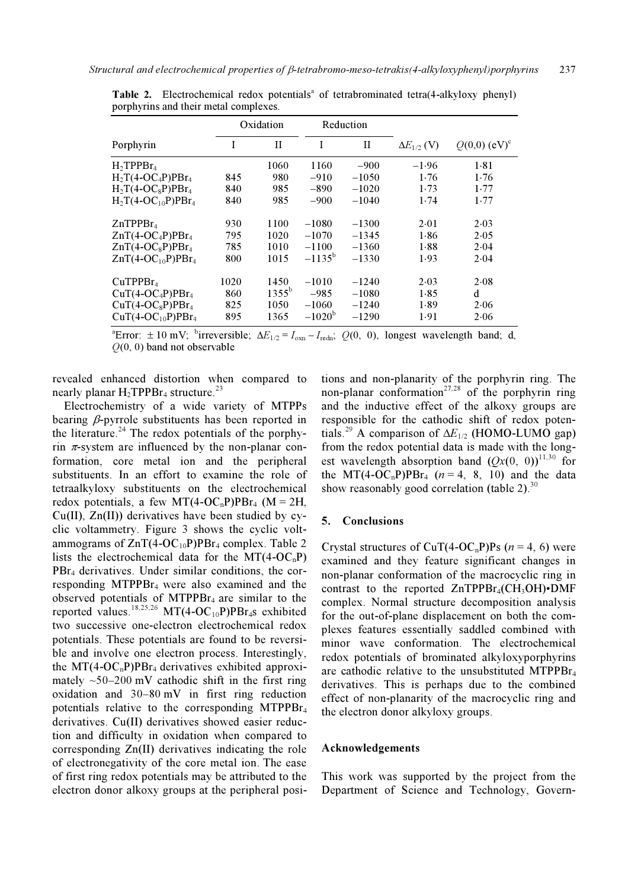**Table 2.** Electrochemical redox potentials[a] of tetrabrominated tetra(4-alkyloxy phenyl) porphyrins and their metal complexes.

| | Oxidation | | Reduction | | | |
|---|---|---|---|---|---|---|
| Porphyrin | I | II | I | II | $\Delta E_{1/2}$ (V) | $Q(0,0)$ (eV)[c] |
| $H_2TPPBr_4$ | | 1060 | 1160 | −900 | −1·96 | 1·81 |
| $H_2T(4\text{-}OC_4P)PBr_4$ | 845 | 980 | −910 | −1050 | 1·76 | 1·76 |
| $H_2T(4\text{-}OC_8P)PBr_4$ | 840 | 985 | −890 | −1020 | 1·73 | 1·77 |
| $H_2T(4\text{-}OC_{10}P)PBr_4$ | 840 | 985 | −900 | −1040 | 1·74 | 1·77 |
| $ZnTPPBr_4$ | 930 | 1100 | −1080 | −1300 | 2·01 | 2·03 |
| $ZnT(4\text{-}OC_4P)PBr_4$ | 795 | 1020 | −1070 | −1345 | 1·86 | 2·05 |
| $ZnT(4\text{-}OC_8P)PBr_4$ | 785 | 1010 | −1100 | −1360 | 1·88 | 2·04 |
| $ZnT(4\text{-}OC_{10}P)PBr_4$ | 800 | 1015 | −1135[b] | −1330 | 1·93 | 2·04 |
| $CuTPPBr_4$ | 1020 | 1450 | −1010 | −1240 | 2·03 | 2·08 |
| $CuT(4\text{-}OC_4P)PBr_4$ | 860 | 1355[b] | −985 | −1080 | 1·85 | d |
| $CuT(4\text{-}OC_8P)PBr_4$ | 825 | 1050 | −1060 | −1240 | 1·89 | 2·06 |
| $CuT(4\text{-}OC_{10}P)PBr_4$ | 895 | 1365 | −1020[b] | −1290 | 1·91 | 2·06 |

[a]Error: ± 10 mV; [b]irreversible; $\Delta E_{1/2} = I_{oxn} - I_{redn}$; $Q(0, 0)$, longest wavelength band; d, $Q(0, 0)$ band not observable

revealed enhanced distortion when compared to nearly planar $H_2TPPBr_4$ structure.[23]

Electrochemistry of a wide variety of MTPPs bearing $\beta$-pyrrole substituents has been reported in the literature.[24] The redox potentials of the porphyrin $\pi$-system are influenced by the non-planar conformation, core metal ion and the peripheral substituents. In an effort to examine the role of tetraalkyloxy substituents on the electrochemical redox potentials, a few $MT(4\text{-}OC_nP)PBr_4$ (M = 2H, Cu(II), Zn(II)) derivatives have been studied by cyclic voltammetry. Figure 3 shows the cyclic voltammograms of $ZnT(4\text{-}OC_{10}P)PBr_4$ complex. Table 2 lists the electrochemical data for the $MT(4\text{-}OC_nP)PBr_4$ derivatives. Under similar conditions, the corresponding $MTPPBr_4$ were also examined and the observed potentials of $MTPPBr_4$ are similar to the reported values.[18,25,26] $MT(4\text{-}OC_{10}P)PBr_4$s exhibited two successive one-electron electrochemical redox potentials. These potentials are found to be reversible and involve one electron process. Interestingly, the $MT(4\text{-}OC_nP)PBr_4$ derivatives exhibited approximately ~50–200 mV cathodic shift in the first ring oxidation and 30–80 mV in first ring reduction potentials relative to the corresponding $MTPPBr_4$ derivatives. Cu(II) derivatives showed easier reduction and difficulty in oxidation when compared to corresponding Zn(II) derivatives indicating the role of electronegativity of the core metal ion. The ease of first ring redox potentials may be attributed to the electron donor alkoxy groups at the peripheral positions and non-planarity of the porphyrin ring. The non-planar conformation[27,28] of the porphyrin ring and the inductive effect of the alkoxy groups are responsible for the cathodic shift of redox potentials.[29] A comparison of $\Delta E_{1/2}$ (HOMO-LUMO gap) from the redox potential data is made with the longest wavelength absorption band ($Qx(0, 0)$)[11,30] for the $MT(4\text{-}OC_nP)PBr_4$ ($n$ = 4, 8, 10) and the data show reasonably good correlation (table 2).[30]

## 5. Conclusions

Crystal structures of $CuT(4\text{-}OC_nP)Ps$ ($n$ = 4, 6) were examined and they feature significant changes in non-planar conformation of the macrocyclic ring in contrast to the reported $ZnTPPBr_4(CH_3OH)\cdot DMF$ complex. Normal structure decomposition analysis for the out-of-plane displacement on both the complexes features essentially saddled combined with minor wave conformation. The electrochemical redox potentials of brominated alkyloxyporphyrins are cathodic relative to the unsubstituted $MTPPBr_4$ derivatives. This is perhaps due to the combined effect of non-planarity of the macrocyclic ring and the electron donor alkyloxy groups.

## Acknowledgements

This work was supported by the project from the Department of Science and Technology, Govern-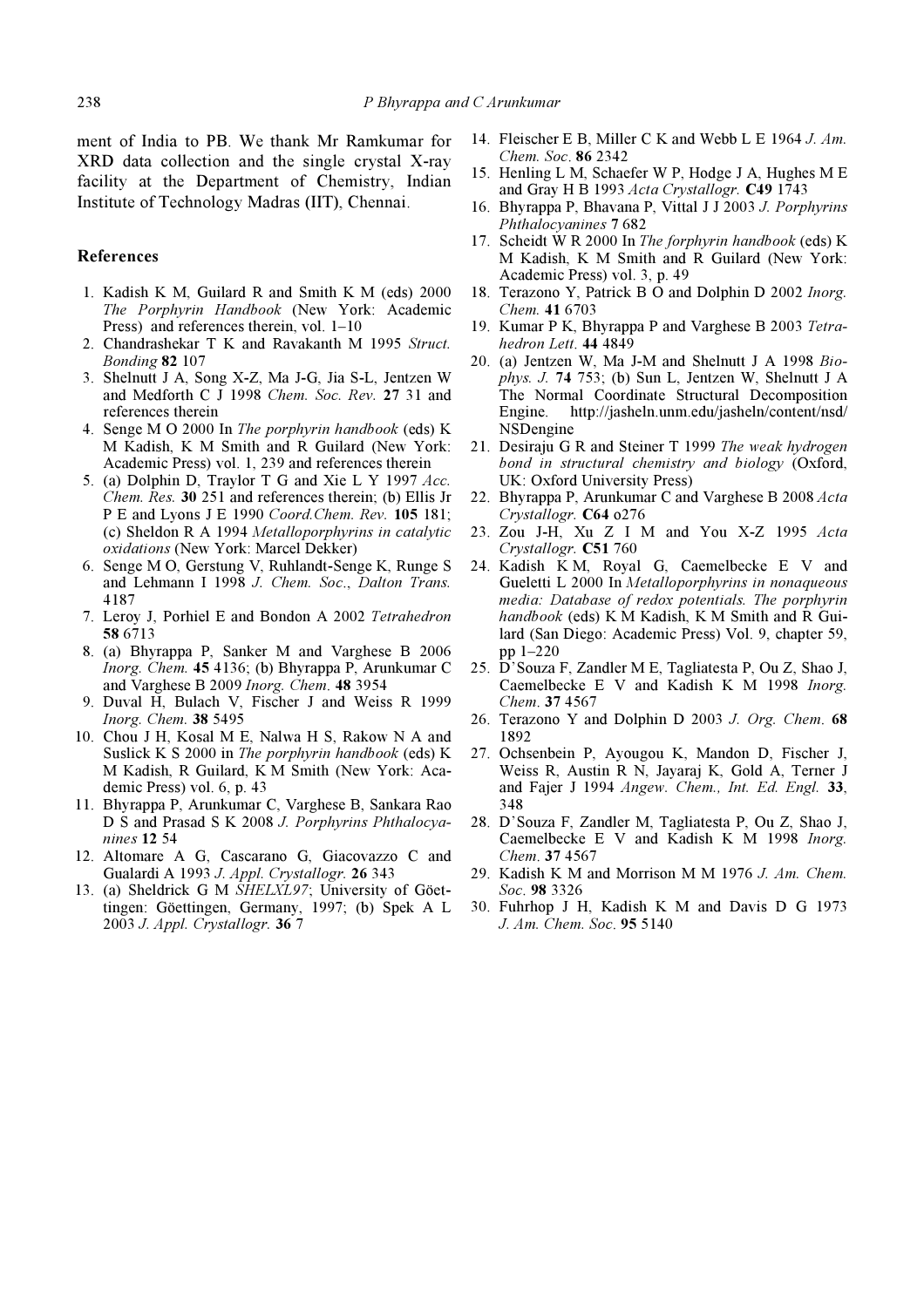ment of India to PB. We thank Mr Ramkumar for XRD data collection and the single crystal X-ray facility at the Department of Chemistry, Indian Institute of Technology Madras (IIT), Chennai.

## References

1. Kadish K M, Guilard R and Smith K M (eds) 2000 *The Porphyrin Handbook* (New York: Academic Press) and references therein, vol. 1–10
2. Chandrashekar T K and Ravakanth M 1995 *Struct. Bonding* **82** 107
3. Shelnutt J A, Song X-Z, Ma J-G, Jia S-L, Jentzen W and Medforth C J 1998 *Chem. Soc. Rev.* **27** 31 and references therein
4. Senge M O 2000 In *The porphyrin handbook* (eds) K M Kadish, K M Smith and R Guilard (New York: Academic Press) vol. 1, 239 and references therein
5. (a) Dolphin D, Traylor T G and Xie L Y 1997 *Acc. Chem. Res.* **30** 251 and references therein; (b) Ellis Jr P E and Lyons J E 1990 *Coord.Chem. Rev.* **105** 181; (c) Sheldon R A 1994 *Metalloporphyrins in catalytic oxidations* (New York: Marcel Dekker)
6. Senge M O, Gerstung V, Ruhlandt-Senge K, Runge S and Lehmann I 1998 *J. Chem. Soc., Dalton Trans.* 4187
7. Leroy J, Porhiel E and Bondon A 2002 *Tetrahedron* **58** 6713
8. (a) Bhyrappa P, Sanker M and Varghese B 2006 *Inorg. Chem.* **45** 4136; (b) Bhyrappa P, Arunkumar C and Varghese B 2009 *Inorg. Chem.* **48** 3954
9. Duval H, Bulach V, Fischer J and Weiss R 1999 *Inorg. Chem.* **38** 5495
10. Chou J H, Kosal M E, Nalwa H S, Rakow N A and Suslick K S 2000 in *The porphyrin handbook* (eds) K M Kadish, R Guilard, K M Smith (New York: Academic Press) vol. 6, p. 43
11. Bhyrappa P, Arunkumar C, Varghese B, Sankara Rao D S and Prasad S K 2008 *J. Porphyrins Phthalocyanines* **12** 54
12. Altomare A G, Cascarano G, Giacovazzo C and Gualardi A 1993 *J. Appl. Crystallogr.* **26** 343
13. (a) Sheldrick G M *SHELXL97*; University of Göettingen: Göettingen, Germany, 1997; (b) Spek A L 2003 *J. Appl. Crystallogr.* **36** 7
14. Fleischer E B, Miller C K and Webb L E 1964 *J. Am. Chem. Soc.* **86** 2342
15. Henling L M, Schaefer W P, Hodge J A, Hughes M E and Gray H B 1993 *Acta Crystallogr.* **C49** 1743
16. Bhyrappa P, Bhavana P, Vittal J J 2003 *J. Porphyrins Phthalocyanines* **7** 682
17. Scheidt W R 2000 In *The forphyrin handbook* (eds) K M Kadish, K M Smith and R Guilard (New York: Academic Press) vol. 3, p. 49
18. Terazono Y, Patrick B O and Dolphin D 2002 *Inorg. Chem.* **41** 6703
19. Kumar P K, Bhyrappa P and Varghese B 2003 *Tetrahedron Lett.* **44** 4849
20. (a) Jentzen W, Ma J-M and Shelnutt J A 1998 *Biophys. J.* **74** 753; (b) Sun L, Jentzen W, Shelnutt J A The Normal Coordinate Structural Decomposition Engine. http://jasheln.unm.edu/jasheln/content/nsd/NSDengine
21. Desiraju G R and Steiner T 1999 *The weak hydrogen bond in structural chemistry and biology* (Oxford, UK: Oxford University Press)
22. Bhyrappa P, Arunkumar C and Varghese B 2008 *Acta Crystallogr.* **C64** o276
23. Zou J-H, Xu Z I M and You X-Z 1995 *Acta Crystallogr.* **C51** 760
24. Kadish K M, Royal G, Caemelbecke E V and Gueletti L 2000 In *Metalloporphyrins in nonaqueous media: Database of redox potentials. The porphyrin handbook* (eds) K M Kadish, K M Smith and R Guilard (San Diego: Academic Press) Vol. 9, chapter 59, pp 1–220
25. D'Souza F, Zandler M E, Tagliatesta P, Ou Z, Shao J, Caemelbecke E V and Kadish K M 1998 *Inorg. Chem.* **37** 4567
26. Terazono Y and Dolphin D 2003 *J. Org. Chem.* **68** 1892
27. Ochsenbein P, Ayougou K, Mandon D, Fischer J, Weiss R, Austin R N, Jayaraj K, Gold A, Terner J and Fajer J 1994 *Angew. Chem., Int. Ed. Engl.* **33**, 348
28. D'Souza F, Zandler M, Tagliatesta P, Ou Z, Shao J, Caemelbecke E V and Kadish K M 1998 *Inorg. Chem.* **37** 4567
29. Kadish K M and Morrison M M 1976 *J. Am. Chem. Soc.* **98** 3326
30. Fuhrhop J H, Kadish K M and Davis D G 1973 *J. Am. Chem. Soc.* **95** 5140